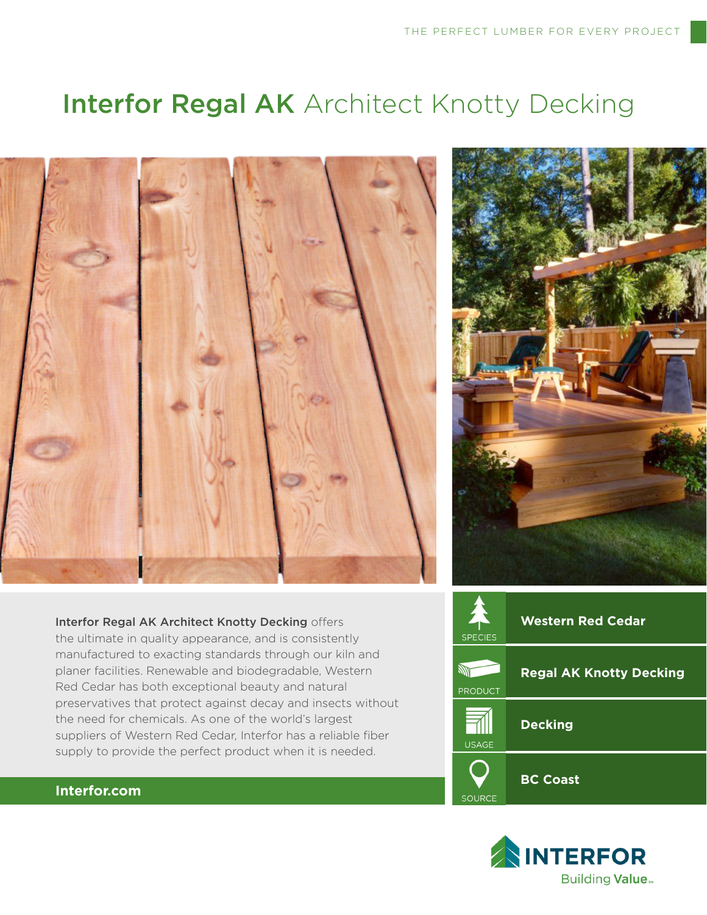THE PERFECT LUMBER FOR EVERY PROJECT

# **Interfor Regal AK** Architect Knotty Decking

**Interfor Regal AK Architect Knotty Decking** offers the ultimate in quality appearance, and is consistently manufactured to exacting standards through our kiln and planer facilities. Renewable and biodegradable, Western Red Cedar has both exceptional beauty and natural preservatives that protect against decay and insects without the need for chemicals. As one of the world's largest suppliers of Western Red Cedar, Interfor has a reliable fiber supply to provide the perfect product when it is needed.

**Interfor.com**

| | |
|---|---|
| SPECIES | **Western Red Cedar** |
| PRODUCT | **Regal AK Knotty Decking** |
| USAGE | **Decking** |
| SOURCE | **BC Coast** |

INTERFOR
Building **Value**™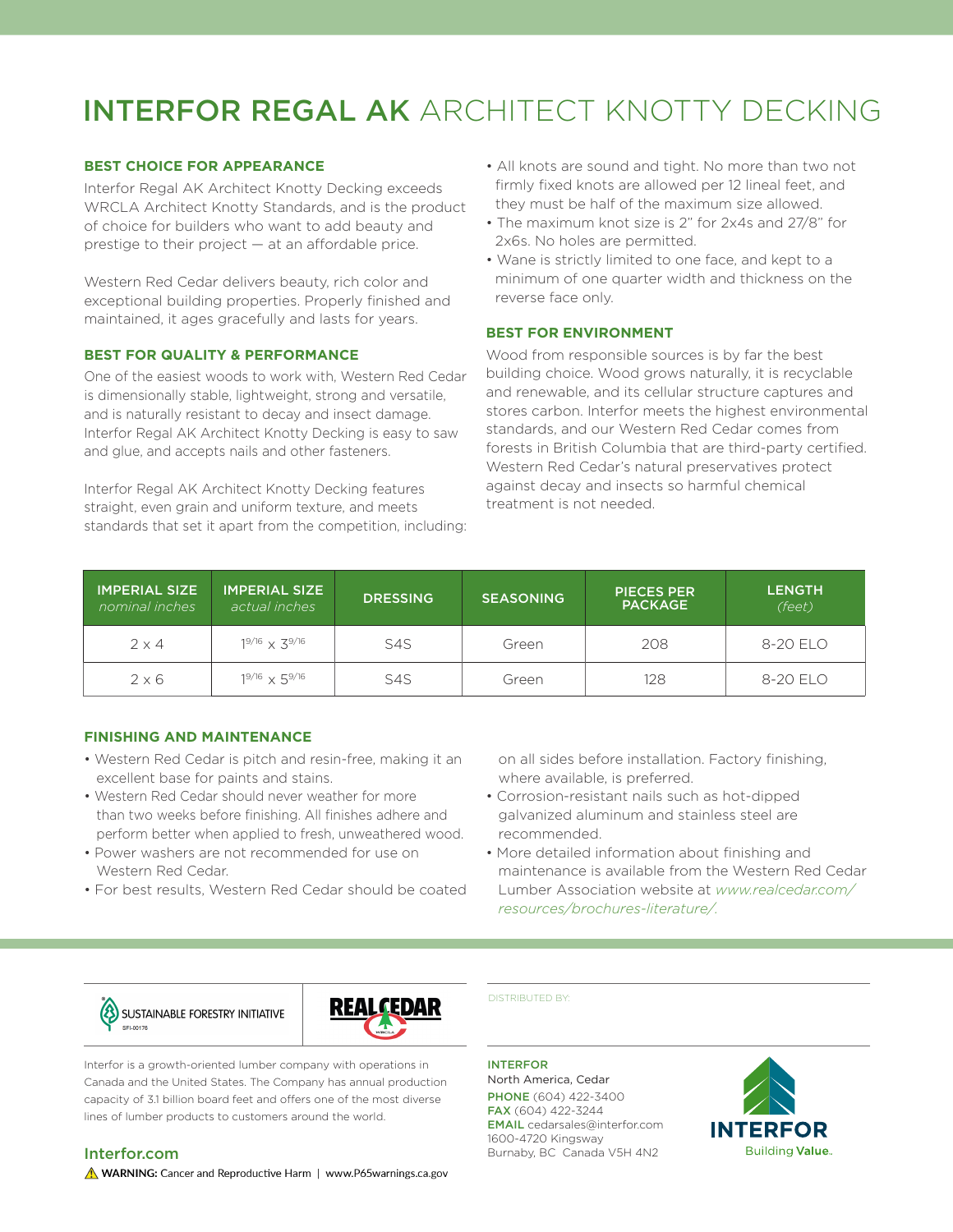# INTERFOR REGAL AK ARCHITECT KNOTTY DECKING

### BEST CHOICE FOR APPEARANCE

Interfor Regal AK Architect Knotty Decking exceeds WRCLA Architect Knotty Standards, and is the product of choice for builders who want to add beauty and prestige to their project — at an affordable price.

Western Red Cedar delivers beauty, rich color and exceptional building properties. Properly finished and maintained, it ages gracefully and lasts for years.

### BEST FOR QUALITY & PERFORMANCE

One of the easiest woods to work with, Western Red Cedar is dimensionally stable, lightweight, strong and versatile, and is naturally resistant to decay and insect damage. Interfor Regal AK Architect Knotty Decking is easy to saw and glue, and accepts nails and other fasteners.

Interfor Regal AK Architect Knotty Decking features straight, even grain and uniform texture, and meets standards that set it apart from the competition, including:

- All knots are sound and tight. No more than two not firmly fixed knots are allowed per 12 lineal feet, and they must be half of the maximum size allowed.
- The maximum knot size is 2" for 2x4s and 27/8" for 2x6s. No holes are permitted.
- Wane is strictly limited to one face, and kept to a minimum of one quarter width and thickness on the reverse face only.

### BEST FOR ENVIRONMENT

Wood from responsible sources is by far the best building choice. Wood grows naturally, it is recyclable and renewable, and its cellular structure captures and stores carbon. Interfor meets the highest environmental standards, and our Western Red Cedar comes from forests in British Columbia that are third-party certified. Western Red Cedar's natural preservatives protect against decay and insects so harmful chemical treatment is not needed.

| IMPERIAL SIZE *nominal inches* | IMPERIAL SIZE *actual inches* | DRESSING | SEASONING | PIECES PER PACKAGE | LENGTH *(feet)* |
|---|---|---|---|---|---|
| 2 x 4 | 1 9/16 x 3 9/16 | S4S | Green | 208 | 8-20 ELO |
| 2 x 6 | 1 9/16 x 5 9/16 | S4S | Green | 128 | 8-20 ELO |

### FINISHING AND MAINTENANCE

- Western Red Cedar is pitch and resin-free, making it an excellent base for paints and stains.
- Western Red Cedar should never weather for more than two weeks before finishing. All finishes adhere and perform better when applied to fresh, unweathered wood.
- Power washers are not recommended for use on Western Red Cedar.
- For best results, Western Red Cedar should be coated on all sides before installation. Factory finishing, where available, is preferred.
- Corrosion-resistant nails such as hot-dipped galvanized aluminum and stainless steel are recommended.
- More detailed information about finishing and maintenance is available from the Western Red Cedar Lumber Association website at *www.realcedar.com/resources/brochures-literature/*.

SUSTAINABLE FORESTRY INITIATIVE
SFI-00176

REAL CEDAR
WRCLA

Interfor is a growth-oriented lumber company with operations in Canada and the United States. The Company has annual production capacity of 3.1 billion board feet and offers one of the most diverse lines of lumber products to customers around the world.

Interfor.com

⚠ **WARNING:** Cancer and Reproductive Harm | www.P65warnings.ca.gov

DISTRIBUTED BY:

**INTERFOR**
North America, Cedar
**PHONE** (604) 422-3400
**FAX** (604) 422-3244
**EMAIL** cedarsales@interfor.com
1600-4720 Kingsway
Burnaby, BC Canada V5H 4N2

INTERFOR
Building **Value**.